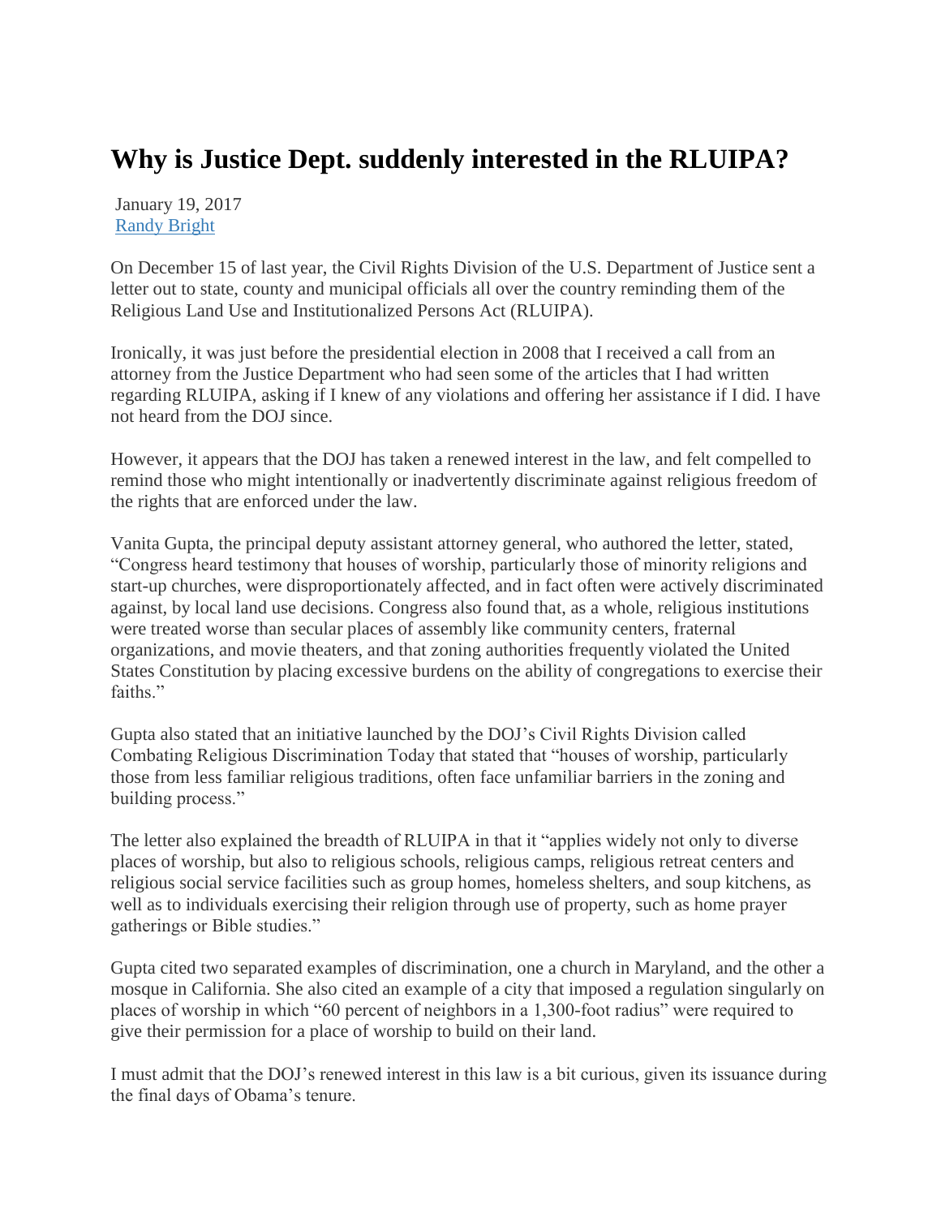# Why is Justice Dept. suddenly interested in the RLUIPA?

January 19, 2017
[Randy Bright]

On December 15 of last year, the Civil Rights Division of the U.S. Department of Justice sent a letter out to state, county and municipal officials all over the country reminding them of the Religious Land Use and Institutionalized Persons Act (RLUIPA).

Ironically, it was just before the presidential election in 2008 that I received a call from an attorney from the Justice Department who had seen some of the articles that I had written regarding RLUIPA, asking if I knew of any violations and offering her assistance if I did. I have not heard from the DOJ since.

However, it appears that the DOJ has taken a renewed interest in the law, and felt compelled to remind those who might intentionally or inadvertently discriminate against religious freedom of the rights that are enforced under the law.

Vanita Gupta, the principal deputy assistant attorney general, who authored the letter, stated, "Congress heard testimony that houses of worship, particularly those of minority religions and start-up churches, were disproportionately affected, and in fact often were actively discriminated against, by local land use decisions. Congress also found that, as a whole, religious institutions were treated worse than secular places of assembly like community centers, fraternal organizations, and movie theaters, and that zoning authorities frequently violated the United States Constitution by placing excessive burdens on the ability of congregations to exercise their faiths."

Gupta also stated that an initiative launched by the DOJ's Civil Rights Division called Combating Religious Discrimination Today that stated that "houses of worship, particularly those from less familiar religious traditions, often face unfamiliar barriers in the zoning and building process."

The letter also explained the breadth of RLUIPA in that it "applies widely not only to diverse places of worship, but also to religious schools, religious camps, religious retreat centers and religious social service facilities such as group homes, homeless shelters, and soup kitchens, as well as to individuals exercising their religion through use of property, such as home prayer gatherings or Bible studies."

Gupta cited two separated examples of discrimination, one a church in Maryland, and the other a mosque in California. She also cited an example of a city that imposed a regulation singularly on places of worship in which "60 percent of neighbors in a 1,300-foot radius" were required to give their permission for a place of worship to build on their land.

I must admit that the DOJ's renewed interest in this law is a bit curious, given its issuance during the final days of Obama's tenure.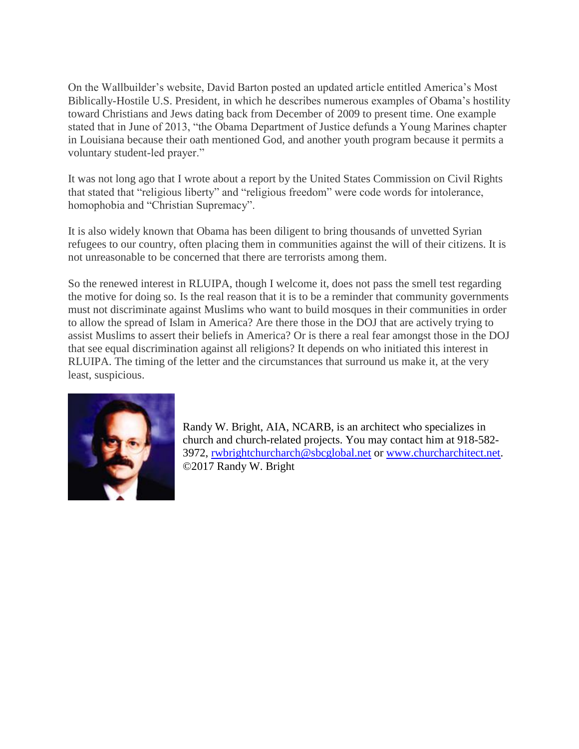On the Wallbuilder's website, David Barton posted an updated article entitled America's Most Biblically-Hostile U.S. President, in which he describes numerous examples of Obama's hostility toward Christians and Jews dating back from December of 2009 to present time. One example stated that in June of 2013, "the Obama Department of Justice defunds a Young Marines chapter in Louisiana because their oath mentioned God, and another youth program because it permits a voluntary student-led prayer."

It was not long ago that I wrote about a report by the United States Commission on Civil Rights that stated that "religious liberty" and "religious freedom" were code words for intolerance, homophobia and "Christian Supremacy".

It is also widely known that Obama has been diligent to bring thousands of unvetted Syrian refugees to our country, often placing them in communities against the will of their citizens. It is not unreasonable to be concerned that there are terrorists among them.

So the renewed interest in RLUIPA, though I welcome it, does not pass the smell test regarding the motive for doing so. Is the real reason that it is to be a reminder that community governments must not discriminate against Muslims who want to build mosques in their communities in order to allow the spread of Islam in America? Are there those in the DOJ that are actively trying to assist Muslims to assert their beliefs in America? Or is there a real fear amongst those in the DOJ that see equal discrimination against all religions? It depends on who initiated this interest in RLUIPA. The timing of the letter and the circumstances that surround us make it, at the very least, suspicious.

Randy W. Bright, AIA, NCARB, is an architect who specializes in church and church-related projects. You may contact him at 918-582-3972, rwbrightchurcharch@sbcglobal.net or www.churcharchitect.net. ©2017 Randy W. Bright